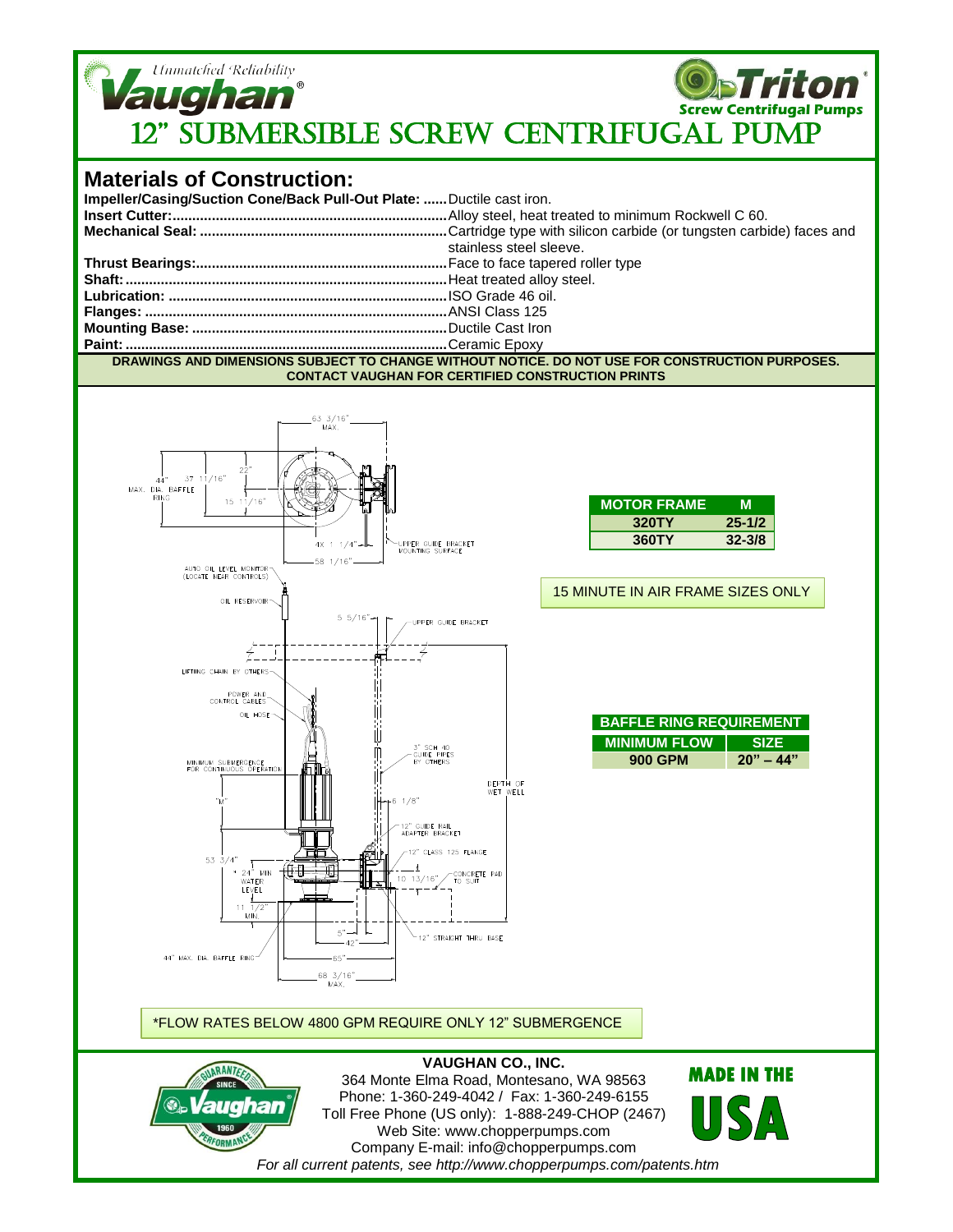Unmatched Reliability

**Vaughan**®

**Triton**® Screw Centrifugal Pumps

# 12" SUBMERSIBLE SCREW CENTRIFUGAL PUMP

## Materials of Construction:

**Impeller/Casing/Suction Cone/Back Pull-Out Plate:** Ductile cast iron.
**Insert Cutter:** Alloy steel, heat treated to minimum Rockwell C 60.
**Mechanical Seal:** Cartridge type with silicon carbide (or tungsten carbide) faces and stainless steel sleeve.
**Thrust Bearings:** Face to face tapered roller type
**Shaft:** Heat treated alloy steel.
**Lubrication:** ISO Grade 46 oil.
**Flanges:** ANSI Class 125
**Mounting Base:** Ductile Cast Iron
**Paint:** Ceramic Epoxy

**DRAWINGS AND DIMENSIONS SUBJECT TO CHANGE WITHOUT NOTICE. DO NOT USE FOR CONSTRUCTION PURPOSES. CONTACT VAUGHAN FOR CERTIFIED CONSTRUCTION PRINTS**

63 3/16" MAX.
44" MAX. DIA. BAFFLE RING
37 11/16"
22"
15 11/16"
4X 1 1/4"
58 1/16"
UPPER GUIDE BRACKET MOUNTING SURFACE
AUTO OIL LEVEL MONITOR (LOCATE NEAR CONTROLS)
OIL RESERVOIR
5 5/16"
UPPER GUIDE BRACKET
LIFTING CHAIN BY OTHERS
POWER AND CONTROL CABLES
OIL HOSE
MINIMUM SUBMERGENCE FOR CONTINUOUS OPERATION
"M"
3" SCH 40 GUIDE PIPES BY OTHERS
DEPTH OF WET WELL
6 1/8"
12" GUIDE RAIL ADAPTER BRACKET
12" CLASS 125 FLANGE
53 3/4"
* 24" MIN WATER LEVEL
10 13/16"
CONCRETE PAD TO SUIT
11 1/2" MIN.
5"
42"
12" STRAIGHT THRU BASE
44" MAX. DIA. BAFFLE RING
65"
68 3/16" MAX.

| MOTOR FRAME | M |
|---|---|
| 320TY | 25-1/2 |
| 360TY | 32-3/8 |

15 MINUTE IN AIR FRAME SIZES ONLY

| BAFFLE RING REQUIREMENT | |
|---|---|
| MINIMUM FLOW | SIZE |
| 900 GPM | 20" – 44" |

*FLOW RATES BELOW 4800 GPM REQUIRE ONLY 12" SUBMERGENCE

GUARANTEED PERFORMANCE SINCE 1960 Vaughan

**VAUGHAN CO., INC.**
364 Monte Elma Road, Montesano, WA 98563
Phone: 1-360-249-4042 / Fax: 1-360-249-6155
Toll Free Phone (US only): 1-888-249-CHOP (2467)
Web Site: www.chopperpumps.com
Company E-mail: info@chopperpumps.com

MADE IN THE USA

*For all current patents, see http://www.chopperpumps.com/patents.htm*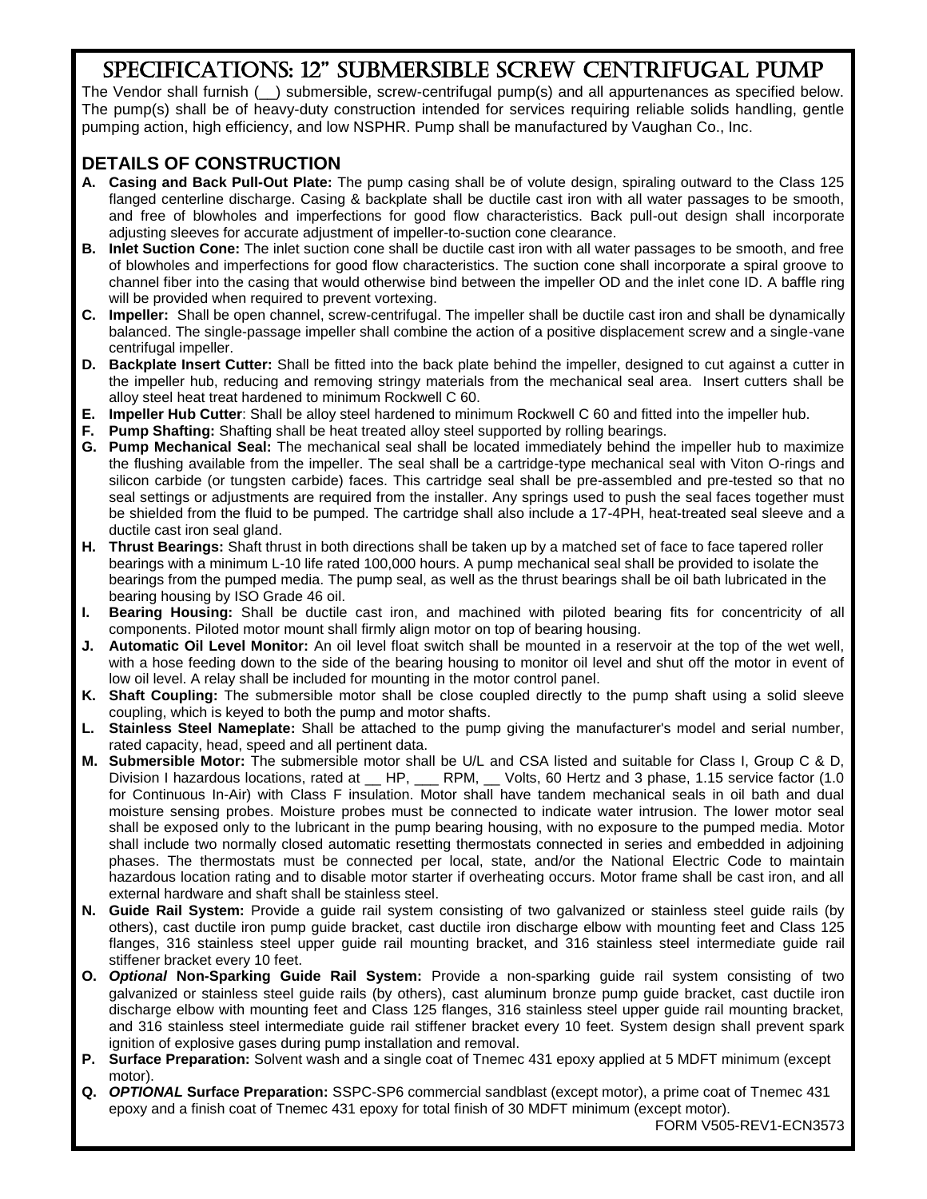# SPECIFICATIONS: 12" SUBMERSIBLE SCREW CENTRIFUGAL PUMP

The Vendor shall furnish (__) submersible, screw-centrifugal pump(s) and all appurtenances as specified below. The pump(s) shall be of heavy-duty construction intended for services requiring reliable solids handling, gentle pumping action, high efficiency, and low NSPHR. Pump shall be manufactured by Vaughan Co., Inc.

## DETAILS OF CONSTRUCTION

**A. Casing and Back Pull-Out Plate:** The pump casing shall be of volute design, spiraling outward to the Class 125 flanged centerline discharge. Casing & backplate shall be ductile cast iron with all water passages to be smooth, and free of blowholes and imperfections for good flow characteristics. Back pull-out design shall incorporate adjusting sleeves for accurate adjustment of impeller-to-suction cone clearance.

**B. Inlet Suction Cone:** The inlet suction cone shall be ductile cast iron with all water passages to be smooth, and free of blowholes and imperfections for good flow characteristics. The suction cone shall incorporate a spiral groove to channel fiber into the casing that would otherwise bind between the impeller OD and the inlet cone ID. A baffle ring will be provided when required to prevent vortexing.

**C. Impeller:** Shall be open channel, screw-centrifugal. The impeller shall be ductile cast iron and shall be dynamically balanced. The single-passage impeller shall combine the action of a positive displacement screw and a single-vane centrifugal impeller.

**D. Backplate Insert Cutter:** Shall be fitted into the back plate behind the impeller, designed to cut against a cutter in the impeller hub, reducing and removing stringy materials from the mechanical seal area. Insert cutters shall be alloy steel heat treat hardened to minimum Rockwell C 60.

**E. Impeller Hub Cutter**: Shall be alloy steel hardened to minimum Rockwell C 60 and fitted into the impeller hub.

**F. Pump Shafting:** Shafting shall be heat treated alloy steel supported by rolling bearings.

**G. Pump Mechanical Seal:** The mechanical seal shall be located immediately behind the impeller hub to maximize the flushing available from the impeller. The seal shall be a cartridge-type mechanical seal with Viton O-rings and silicon carbide (or tungsten carbide) faces. This cartridge seal shall be pre-assembled and pre-tested so that no seal settings or adjustments are required from the installer. Any springs used to push the seal faces together must be shielded from the fluid to be pumped. The cartridge shall also include a 17-4PH, heat-treated seal sleeve and a ductile cast iron seal gland.

**H. Thrust Bearings:** Shaft thrust in both directions shall be taken up by a matched set of face to face tapered roller bearings with a minimum L-10 life rated 100,000 hours. A pump mechanical seal shall be provided to isolate the bearings from the pumped media. The pump seal, as well as the thrust bearings shall be oil bath lubricated in the bearing housing by ISO Grade 46 oil.

**I. Bearing Housing:** Shall be ductile cast iron, and machined with piloted bearing fits for concentricity of all components. Piloted motor mount shall firmly align motor on top of bearing housing.

**J. Automatic Oil Level Monitor:** An oil level float switch shall be mounted in a reservoir at the top of the wet well, with a hose feeding down to the side of the bearing housing to monitor oil level and shut off the motor in event of low oil level. A relay shall be included for mounting in the motor control panel.

**K. Shaft Coupling:** The submersible motor shall be close coupled directly to the pump shaft using a solid sleeve coupling, which is keyed to both the pump and motor shafts.

**L. Stainless Steel Nameplate:** Shall be attached to the pump giving the manufacturer's model and serial number, rated capacity, head, speed and all pertinent data.

**M. Submersible Motor:** The submersible motor shall be U/L and CSA listed and suitable for Class I, Group C & D, Division I hazardous locations, rated at __ HP, ___ RPM, __ Volts, 60 Hertz and 3 phase, 1.15 service factor (1.0 for Continuous In-Air) with Class F insulation. Motor shall have tandem mechanical seals in oil bath and dual moisture sensing probes. Moisture probes must be connected to indicate water intrusion. The lower motor seal shall be exposed only to the lubricant in the pump bearing housing, with no exposure to the pumped media. Motor shall include two normally closed automatic resetting thermostats connected in series and embedded in adjoining phases. The thermostats must be connected per local, state, and/or the National Electric Code to maintain hazardous location rating and to disable motor starter if overheating occurs. Motor frame shall be cast iron, and all external hardware and shaft shall be stainless steel.

**N. Guide Rail System:** Provide a guide rail system consisting of two galvanized or stainless steel guide rails (by others), cast ductile iron pump guide bracket, cast ductile iron discharge elbow with mounting feet and Class 125 flanges, 316 stainless steel upper guide rail mounting bracket, and 316 stainless steel intermediate guide rail stiffener bracket every 10 feet.

**O. *Optional* Non-Sparking Guide Rail System:** Provide a non-sparking guide rail system consisting of two galvanized or stainless steel guide rails (by others), cast aluminum bronze pump guide bracket, cast ductile iron discharge elbow with mounting feet and Class 125 flanges, 316 stainless steel upper guide rail mounting bracket, and 316 stainless steel intermediate guide rail stiffener bracket every 10 feet. System design shall prevent spark ignition of explosive gases during pump installation and removal.

**P. Surface Preparation:** Solvent wash and a single coat of Tnemec 431 epoxy applied at 5 MDFT minimum (except motor).

**Q. *OPTIONAL* Surface Preparation:** SSPC-SP6 commercial sandblast (except motor), a prime coat of Tnemec 431 epoxy and a finish coat of Tnemec 431 epoxy for total finish of 30 MDFT minimum (except motor).

FORM V505-REV1-ECN3573